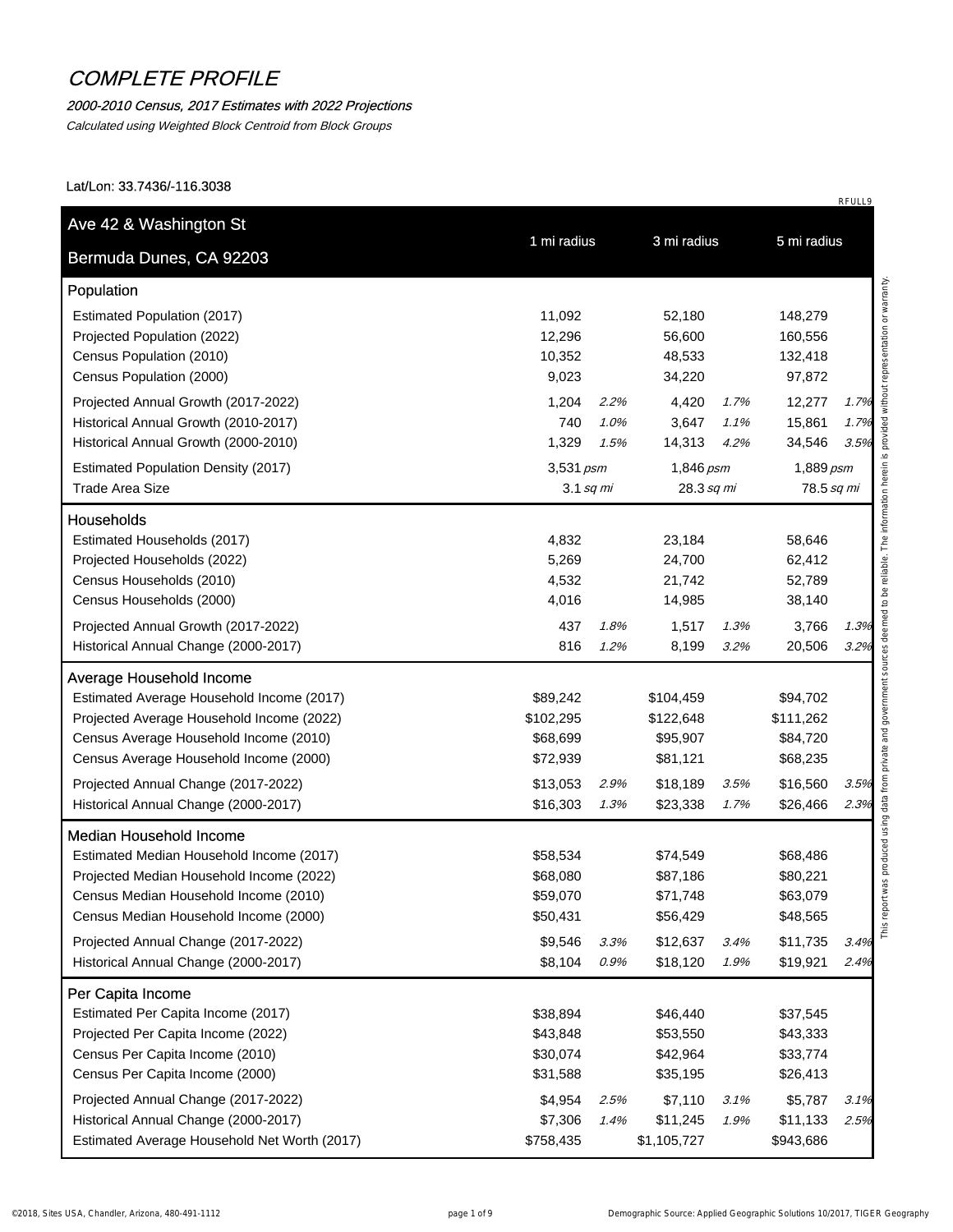# COMPLETE PROFILE

*2000-2010 Census, 2017 Estimates with 2022 Projections*

*Calculated using Weighted Block Centroid from Block Groups*

Lat/Lon: 33.7436/-116.3038

RFULL9

| Ave 42 & Washington St<br>Bermuda Dunes, CA 92203 | 1 mi radius | | 3 mi radius | | 5 mi radius | |
|---|---|---|---|---|---|---|
| **Population** | | | | | | |
| Estimated Population (2017) | 11,092 | | 52,180 | | 148,279 | |
| Projected Population (2022) | 12,296 | | 56,600 | | 160,556 | |
| Census Population (2010) | 10,352 | | 48,533 | | 132,418 | |
| Census Population (2000) | 9,023 | | 34,220 | | 97,872 | |
| Projected Annual Growth (2017-2022) | 1,204 | *2.2%* | 4,420 | *1.7%* | 12,277 | *1.7%* |
| Historical Annual Growth (2010-2017) | 740 | *1.0%* | 3,647 | *1.1%* | 15,861 | *1.7%* |
| Historical Annual Growth (2000-2010) | 1,329 | *1.5%* | 14,313 | *4.2%* | 34,546 | *3.5%* |
| Estimated Population Density (2017) | 3,531 *psm* | | 1,846 *psm* | | 1,889 *psm* | |
| Trade Area Size | 3.1 *sq mi* | | 28.3 *sq mi* | | 78.5 *sq mi* | |
| **Households** | | | | | | |
| Estimated Households (2017) | 4,832 | | 23,184 | | 58,646 | |
| Projected Households (2022) | 5,269 | | 24,700 | | 62,412 | |
| Census Households (2010) | 4,532 | | 21,742 | | 52,789 | |
| Census Households (2000) | 4,016 | | 14,985 | | 38,140 | |
| Projected Annual Growth (2017-2022) | 437 | *1.8%* | 1,517 | *1.3%* | 3,766 | *1.3%* |
| Historical Annual Change (2000-2017) | 816 | *1.2%* | 8,199 | *3.2%* | 20,506 | *3.2%* |
| **Average Household Income** | | | | | | |
| Estimated Average Household Income (2017) | $89,242 | | $104,459 | | $94,702 | |
| Projected Average Household Income (2022) | $102,295 | | $122,648 | | $111,262 | |
| Census Average Household Income (2010) | $68,699 | | $95,907 | | $84,720 | |
| Census Average Household Income (2000) | $72,939 | | $81,121 | | $68,235 | |
| Projected Annual Change (2017-2022) | $13,053 | *2.9%* | $18,189 | *3.5%* | $16,560 | *3.5%* |
| Historical Annual Change (2000-2017) | $16,303 | *1.3%* | $23,338 | *1.7%* | $26,466 | *2.3%* |
| **Median Household Income** | | | | | | |
| Estimated Median Household Income (2017) | $58,534 | | $74,549 | | $68,486 | |
| Projected Median Household Income (2022) | $68,080 | | $87,186 | | $80,221 | |
| Census Median Household Income (2010) | $59,070 | | $71,748 | | $63,079 | |
| Census Median Household Income (2000) | $50,431 | | $56,429 | | $48,565 | |
| Projected Annual Change (2017-2022) | $9,546 | *3.3%* | $12,637 | *3.4%* | $11,735 | *3.4%* |
| Historical Annual Change (2000-2017) | $8,104 | *0.9%* | $18,120 | *1.9%* | $19,921 | *2.4%* |
| **Per Capita Income** | | | | | | |
| Estimated Per Capita Income (2017) | $38,894 | | $46,440 | | $37,545 | |
| Projected Per Capita Income (2022) | $43,848 | | $53,550 | | $43,333 | |
| Census Per Capita Income (2010) | $30,074 | | $42,964 | | $33,774 | |
| Census Per Capita Income (2000) | $31,588 | | $35,195 | | $26,413 | |
| Projected Annual Change (2017-2022) | $4,954 | *2.5%* | $7,110 | *3.1%* | $5,787 | *3.1%* |
| Historical Annual Change (2000-2017) | $7,306 | *1.4%* | $11,245 | *1.9%* | $11,133 | *2.5%* |
| Estimated Average Household Net Worth (2017) | $758,435 | | $1,105,727 | | $943,686 | |

This report was produced using data from private and government sources deemed to be reliable. The information herein is provided without representation or warranty.

©2018, Sites USA, Chandler, Arizona, 480-491-1112 — Demographic Source: Applied Geographic Solutions 10/2017, TIGER Geography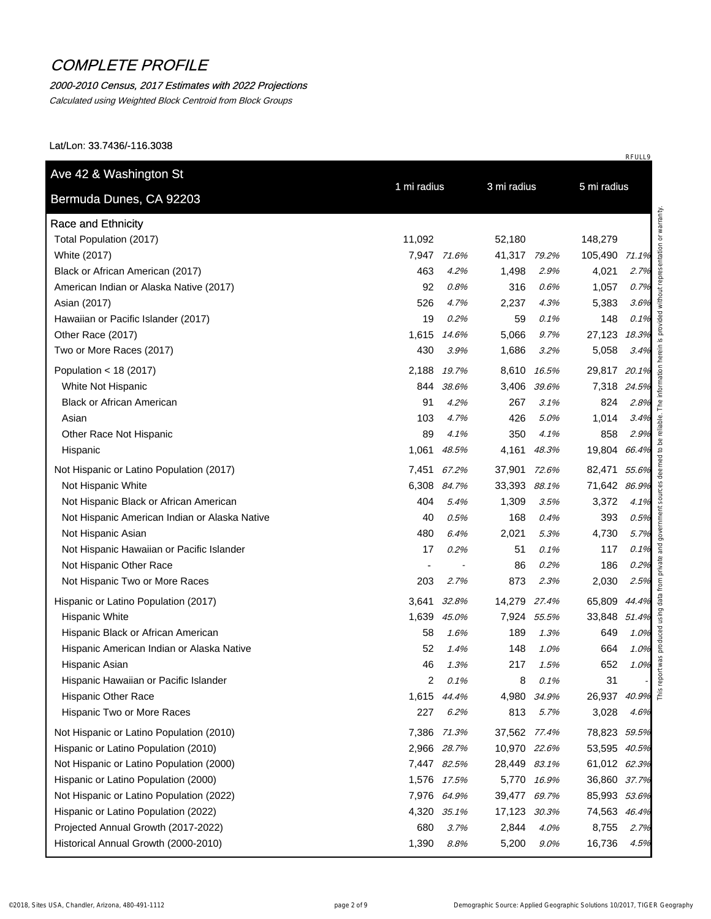# COMPLETE PROFILE

*2000-2010 Census, 2017 Estimates with 2022 Projections*

*Calculated using Weighted Block Centroid from Block Groups*

Lat/Lon: 33.7436/-116.3038

RFULL9

| Ave 42 & Washington St<br>Bermuda Dunes, CA 92203 | 1 mi radius | | 3 mi radius | | 5 mi radius | |
|---|---|---|---|---|---|---|
| **Race and Ethnicity** | | | | | | |
| Total Population (2017) | 11,092 | | 52,180 | | 148,279 | |
| White (2017) | 7,947 | *71.6%* | 41,317 | *79.2%* | 105,490 | *71.1%* |
| Black or African American (2017) | 463 | *4.2%* | 1,498 | *2.9%* | 4,021 | *2.7%* |
| American Indian or Alaska Native (2017) | 92 | *0.8%* | 316 | *0.6%* | 1,057 | *0.7%* |
| Asian (2017) | 526 | *4.7%* | 2,237 | *4.3%* | 5,383 | *3.6%* |
| Hawaiian or Pacific Islander (2017) | 19 | *0.2%* | 59 | *0.1%* | 148 | *0.1%* |
| Other Race (2017) | 1,615 | *14.6%* | 5,066 | *9.7%* | 27,123 | *18.3%* |
| Two or More Races (2017) | 430 | *3.9%* | 1,686 | *3.2%* | 5,058 | *3.4%* |
| Population < 18 (2017) | 2,188 | *19.7%* | 8,610 | *16.5%* | 29,817 | *20.1%* |
| White Not Hispanic | 844 | *38.6%* | 3,406 | *39.6%* | 7,318 | *24.5%* |
| Black or African American | 91 | *4.2%* | 267 | *3.1%* | 824 | *2.8%* |
| Asian | 103 | *4.7%* | 426 | *5.0%* | 1,014 | *3.4%* |
| Other Race Not Hispanic | 89 | *4.1%* | 350 | *4.1%* | 858 | *2.9%* |
| Hispanic | 1,061 | *48.5%* | 4,161 | *48.3%* | 19,804 | *66.4%* |
| Not Hispanic or Latino Population (2017) | 7,451 | *67.2%* | 37,901 | *72.6%* | 82,471 | *55.6%* |
| Not Hispanic White | 6,308 | *84.7%* | 33,393 | *88.1%* | 71,642 | *86.9%* |
| Not Hispanic Black or African American | 404 | *5.4%* | 1,309 | *3.5%* | 3,372 | *4.1%* |
| Not Hispanic American Indian or Alaska Native | 40 | *0.5%* | 168 | *0.4%* | 393 | *0.5%* |
| Not Hispanic Asian | 480 | *6.4%* | 2,021 | *5.3%* | 4,730 | *5.7%* |
| Not Hispanic Hawaiian or Pacific Islander | 17 | *0.2%* | 51 | *0.1%* | 117 | *0.1%* |
| Not Hispanic Other Race | - | - | 86 | *0.2%* | 186 | *0.2%* |
| Not Hispanic Two or More Races | 203 | *2.7%* | 873 | *2.3%* | 2,030 | *2.5%* |
| Hispanic or Latino Population (2017) | 3,641 | *32.8%* | 14,279 | *27.4%* | 65,809 | *44.4%* |
| Hispanic White | 1,639 | *45.0%* | 7,924 | *55.5%* | 33,848 | *51.4%* |
| Hispanic Black or African American | 58 | *1.6%* | 189 | *1.3%* | 649 | *1.0%* |
| Hispanic American Indian or Alaska Native | 52 | *1.4%* | 148 | *1.0%* | 664 | *1.0%* |
| Hispanic Asian | 46 | *1.3%* | 217 | *1.5%* | 652 | *1.0%* |
| Hispanic Hawaiian or Pacific Islander | 2 | *0.1%* | 8 | *0.1%* | 31 | - |
| Hispanic Other Race | 1,615 | *44.4%* | 4,980 | *34.9%* | 26,937 | *40.9%* |
| Hispanic Two or More Races | 227 | *6.2%* | 813 | *5.7%* | 3,028 | *4.6%* |
| Not Hispanic or Latino Population (2010) | 7,386 | *71.3%* | 37,562 | *77.4%* | 78,823 | *59.5%* |
| Hispanic or Latino Population (2010) | 2,966 | *28.7%* | 10,970 | *22.6%* | 53,595 | *40.5%* |
| Not Hispanic or Latino Population (2000) | 7,447 | *82.5%* | 28,449 | *83.1%* | 61,012 | *62.3%* |
| Hispanic or Latino Population (2000) | 1,576 | *17.5%* | 5,770 | *16.9%* | 36,860 | *37.7%* |
| Not Hispanic or Latino Population (2022) | 7,976 | *64.9%* | 39,477 | *69.7%* | 85,993 | *53.6%* |
| Hispanic or Latino Population (2022) | 4,320 | *35.1%* | 17,123 | *30.3%* | 74,563 | *46.4%* |
| Projected Annual Growth (2017-2022) | 680 | *3.7%* | 2,844 | *4.0%* | 8,755 | *2.7%* |
| Historical Annual Growth (2000-2010) | 1,390 | *8.8%* | 5,200 | *9.0%* | 16,736 | *4.5%* |

This report was produced using data from private and government sources deemed to be reliable. The information herein is provided without representation or warranty.

©2018, Sites USA, Chandler, Arizona, 480-491-1112

Demographic Source: Applied Geographic Solutions 10/2017, TIGER Geography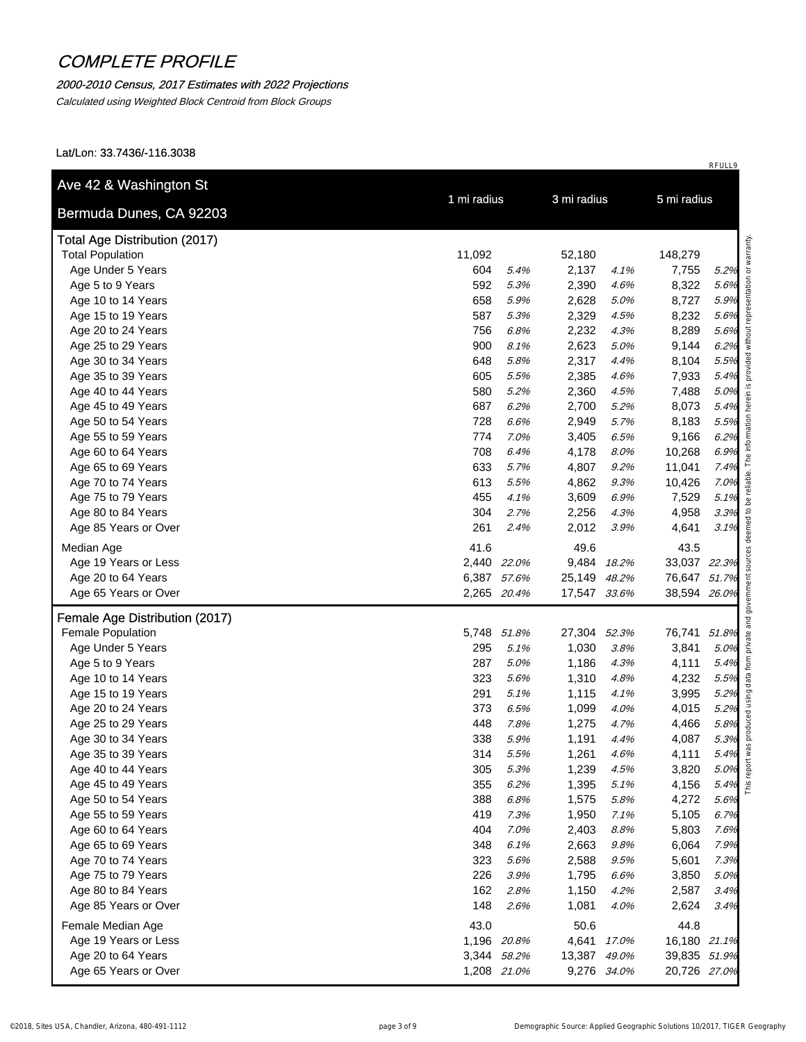# COMPLETE PROFILE

*2000-2010 Census, 2017 Estimates with 2022 Projections*

*Calculated using Weighted Block Centroid from Block Groups*

Lat/Lon: 33.7436/-116.3038

RFULL9

| Ave 42 & Washington St<br>Bermuda Dunes, CA 92203 | 1 mi radius | | 3 mi radius | | 5 mi radius | |
|---|---|---|---|---|---|---|
| **Total Age Distribution (2017)** | | | | | | |
| Total Population | 11,092 | | 52,180 | | 148,279 | |
| Age Under 5 Years | 604 | *5.4%* | 2,137 | *4.1%* | 7,755 | *5.2%* |
| Age 5 to 9 Years | 592 | *5.3%* | 2,390 | *4.6%* | 8,322 | *5.6%* |
| Age 10 to 14 Years | 658 | *5.9%* | 2,628 | *5.0%* | 8,727 | *5.9%* |
| Age 15 to 19 Years | 587 | *5.3%* | 2,329 | *4.5%* | 8,232 | *5.6%* |
| Age 20 to 24 Years | 756 | *6.8%* | 2,232 | *4.3%* | 8,289 | *5.6%* |
| Age 25 to 29 Years | 900 | *8.1%* | 2,623 | *5.0%* | 9,144 | *6.2%* |
| Age 30 to 34 Years | 648 | *5.8%* | 2,317 | *4.4%* | 8,104 | *5.5%* |
| Age 35 to 39 Years | 605 | *5.5%* | 2,385 | *4.6%* | 7,933 | *5.4%* |
| Age 40 to 44 Years | 580 | *5.2%* | 2,360 | *4.5%* | 7,488 | *5.0%* |
| Age 45 to 49 Years | 687 | *6.2%* | 2,700 | *5.2%* | 8,073 | *5.4%* |
| Age 50 to 54 Years | 728 | *6.6%* | 2,949 | *5.7%* | 8,183 | *5.5%* |
| Age 55 to 59 Years | 774 | *7.0%* | 3,405 | *6.5%* | 9,166 | *6.2%* |
| Age 60 to 64 Years | 708 | *6.4%* | 4,178 | *8.0%* | 10,268 | *6.9%* |
| Age 65 to 69 Years | 633 | *5.7%* | 4,807 | *9.2%* | 11,041 | *7.4%* |
| Age 70 to 74 Years | 613 | *5.5%* | 4,862 | *9.3%* | 10,426 | *7.0%* |
| Age 75 to 79 Years | 455 | *4.1%* | 3,609 | *6.9%* | 7,529 | *5.1%* |
| Age 80 to 84 Years | 304 | *2.7%* | 2,256 | *4.3%* | 4,958 | *3.3%* |
| Age 85 Years or Over | 261 | *2.4%* | 2,012 | *3.9%* | 4,641 | *3.1%* |
| Median Age | 41.6 | | 49.6 | | 43.5 | |
| Age 19 Years or Less | 2,440 | *22.0%* | 9,484 | *18.2%* | 33,037 | *22.3%* |
| Age 20 to 64 Years | 6,387 | *57.6%* | 25,149 | *48.2%* | 76,647 | *51.7%* |
| Age 65 Years or Over | 2,265 | *20.4%* | 17,547 | *33.6%* | 38,594 | *26.0%* |
| **Female Age Distribution (2017)** | | | | | | |
| Female Population | 5,748 | *51.8%* | 27,304 | *52.3%* | 76,741 | *51.8%* |
| Age Under 5 Years | 295 | *5.1%* | 1,030 | *3.8%* | 3,841 | *5.0%* |
| Age 5 to 9 Years | 287 | *5.0%* | 1,186 | *4.3%* | 4,111 | *5.4%* |
| Age 10 to 14 Years | 323 | *5.6%* | 1,310 | *4.8%* | 4,232 | *5.5%* |
| Age 15 to 19 Years | 291 | *5.1%* | 1,115 | *4.1%* | 3,995 | *5.2%* |
| Age 20 to 24 Years | 373 | *6.5%* | 1,099 | *4.0%* | 4,015 | *5.2%* |
| Age 25 to 29 Years | 448 | *7.8%* | 1,275 | *4.7%* | 4,466 | *5.8%* |
| Age 30 to 34 Years | 338 | *5.9%* | 1,191 | *4.4%* | 4,087 | *5.3%* |
| Age 35 to 39 Years | 314 | *5.5%* | 1,261 | *4.6%* | 4,111 | *5.4%* |
| Age 40 to 44 Years | 305 | *5.3%* | 1,239 | *4.5%* | 3,820 | *5.0%* |
| Age 45 to 49 Years | 355 | *6.2%* | 1,395 | *5.1%* | 4,156 | *5.4%* |
| Age 50 to 54 Years | 388 | *6.8%* | 1,575 | *5.8%* | 4,272 | *5.6%* |
| Age 55 to 59 Years | 419 | *7.3%* | 1,950 | *7.1%* | 5,105 | *6.7%* |
| Age 60 to 64 Years | 404 | *7.0%* | 2,403 | *8.8%* | 5,803 | *7.6%* |
| Age 65 to 69 Years | 348 | *6.1%* | 2,663 | *9.8%* | 6,064 | *7.9%* |
| Age 70 to 74 Years | 323 | *5.6%* | 2,588 | *9.5%* | 5,601 | *7.3%* |
| Age 75 to 79 Years | 226 | *3.9%* | 1,795 | *6.6%* | 3,850 | *5.0%* |
| Age 80 to 84 Years | 162 | *2.8%* | 1,150 | *4.2%* | 2,587 | *3.4%* |
| Age 85 Years or Over | 148 | *2.6%* | 1,081 | *4.0%* | 2,624 | *3.4%* |
| Female Median Age | 43.0 | | 50.6 | | 44.8 | |
| Age 19 Years or Less | 1,196 | *20.8%* | 4,641 | *17.0%* | 16,180 | *21.1%* |
| Age 20 to 64 Years | 3,344 | *58.2%* | 13,387 | *49.0%* | 39,835 | *51.9%* |
| Age 65 Years or Over | 1,208 | *21.0%* | 9,276 | *34.0%* | 20,726 | *27.0%* |

This report was produced using data from private and government sources deemed to be reliable. The information herein is provided without representation or warranty.

©2018, Sites USA, Chandler, Arizona, 480-491-1112

Demographic Source: Applied Geographic Solutions 10/2017, TIGER Geography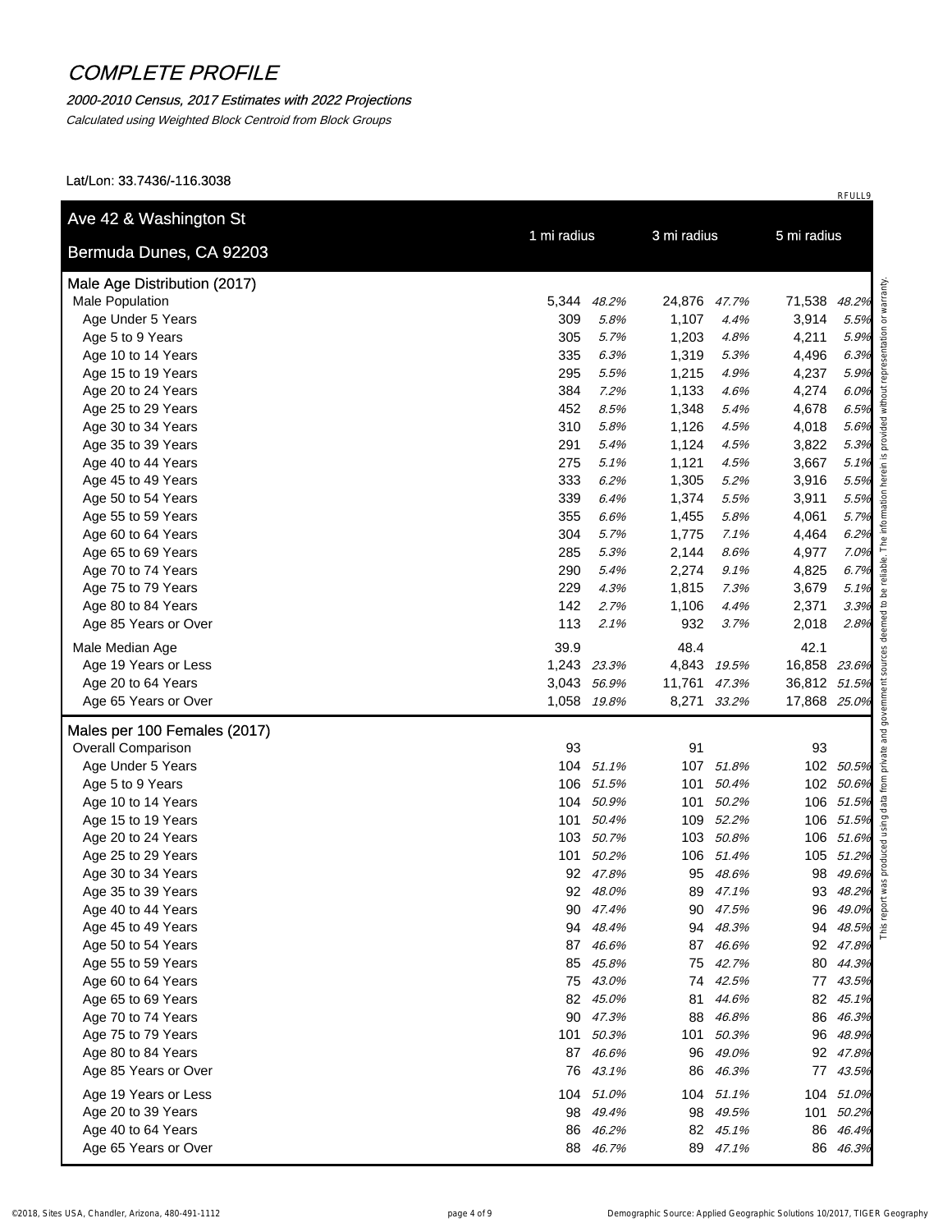# COMPLETE PROFILE

*2000-2010 Census, 2017 Estimates with 2022 Projections*

*Calculated using Weighted Block Centroid from Block Groups*

Lat/Lon: 33.7436/-116.3038

RFULL9

| Ave 42 & Washington St<br>Bermuda Dunes, CA 92203 | 1 mi radius | | 3 mi radius | | 5 mi radius | |
|---|---|---|---|---|---|---|
| **Male Age Distribution (2017)** | | | | | | |
| Male Population | 5,344 | *48.2%* | 24,876 | *47.7%* | 71,538 | *48.2%* |
| Age Under 5 Years | 309 | *5.8%* | 1,107 | *4.4%* | 3,914 | *5.5%* |
| Age 5 to 9 Years | 305 | *5.7%* | 1,203 | *4.8%* | 4,211 | *5.9%* |
| Age 10 to 14 Years | 335 | *6.3%* | 1,319 | *5.3%* | 4,496 | *6.3%* |
| Age 15 to 19 Years | 295 | *5.5%* | 1,215 | *4.9%* | 4,237 | *5.9%* |
| Age 20 to 24 Years | 384 | *7.2%* | 1,133 | *4.6%* | 4,274 | *6.0%* |
| Age 25 to 29 Years | 452 | *8.5%* | 1,348 | *5.4%* | 4,678 | *6.5%* |
| Age 30 to 34 Years | 310 | *5.8%* | 1,126 | *4.5%* | 4,018 | *5.6%* |
| Age 35 to 39 Years | 291 | *5.4%* | 1,124 | *4.5%* | 3,822 | *5.3%* |
| Age 40 to 44 Years | 275 | *5.1%* | 1,121 | *4.5%* | 3,667 | *5.1%* |
| Age 45 to 49 Years | 333 | *6.2%* | 1,305 | *5.2%* | 3,916 | *5.5%* |
| Age 50 to 54 Years | 339 | *6.4%* | 1,374 | *5.5%* | 3,911 | *5.5%* |
| Age 55 to 59 Years | 355 | *6.6%* | 1,455 | *5.8%* | 4,061 | *5.7%* |
| Age 60 to 64 Years | 304 | *5.7%* | 1,775 | *7.1%* | 4,464 | *6.2%* |
| Age 65 to 69 Years | 285 | *5.3%* | 2,144 | *8.6%* | 4,977 | *7.0%* |
| Age 70 to 74 Years | 290 | *5.4%* | 2,274 | *9.1%* | 4,825 | *6.7%* |
| Age 75 to 79 Years | 229 | *4.3%* | 1,815 | *7.3%* | 3,679 | *5.1%* |
| Age 80 to 84 Years | 142 | *2.7%* | 1,106 | *4.4%* | 2,371 | *3.3%* |
| Age 85 Years or Over | 113 | *2.1%* | 932 | *3.7%* | 2,018 | *2.8%* |
| Male Median Age | 39.9 | | 48.4 | | 42.1 | |
| Age 19 Years or Less | 1,243 | *23.3%* | 4,843 | *19.5%* | 16,858 | *23.6%* |
| Age 20 to 64 Years | 3,043 | *56.9%* | 11,761 | *47.3%* | 36,812 | *51.5%* |
| Age 65 Years or Over | 1,058 | *19.8%* | 8,271 | *33.2%* | 17,868 | *25.0%* |
| **Males per 100 Females (2017)** | | | | | | |
| Overall Comparison | 93 | | 91 | | 93 | |
| Age Under 5 Years | 104 | *51.1%* | 107 | *51.8%* | 102 | *50.5%* |
| Age 5 to 9 Years | 106 | *51.5%* | 101 | *50.4%* | 102 | *50.6%* |
| Age 10 to 14 Years | 104 | *50.9%* | 101 | *50.2%* | 106 | *51.5%* |
| Age 15 to 19 Years | 101 | *50.4%* | 109 | *52.2%* | 106 | *51.5%* |
| Age 20 to 24 Years | 103 | *50.7%* | 103 | *50.8%* | 106 | *51.6%* |
| Age 25 to 29 Years | 101 | *50.2%* | 106 | *51.4%* | 105 | *51.2%* |
| Age 30 to 34 Years | 92 | *47.8%* | 95 | *48.6%* | 98 | *49.6%* |
| Age 35 to 39 Years | 92 | *48.0%* | 89 | *47.1%* | 93 | *48.2%* |
| Age 40 to 44 Years | 90 | *47.4%* | 90 | *47.5%* | 96 | *49.0%* |
| Age 45 to 49 Years | 94 | *48.4%* | 94 | *48.3%* | 94 | *48.5%* |
| Age 50 to 54 Years | 87 | *46.6%* | 87 | *46.6%* | 92 | *47.8%* |
| Age 55 to 59 Years | 85 | *45.8%* | 75 | *42.7%* | 80 | *44.3%* |
| Age 60 to 64 Years | 75 | *43.0%* | 74 | *42.5%* | 77 | *43.5%* |
| Age 65 to 69 Years | 82 | *45.0%* | 81 | *44.6%* | 82 | *45.1%* |
| Age 70 to 74 Years | 90 | *47.3%* | 88 | *46.8%* | 86 | *46.3%* |
| Age 75 to 79 Years | 101 | *50.3%* | 101 | *50.3%* | 96 | *48.9%* |
| Age 80 to 84 Years | 87 | *46.6%* | 96 | *49.0%* | 92 | *47.8%* |
| Age 85 Years or Over | 76 | *43.1%* | 86 | *46.3%* | 77 | *43.5%* |
| Age 19 Years or Less | 104 | *51.0%* | 104 | *51.1%* | 104 | *51.0%* |
| Age 20 to 39 Years | 98 | *49.4%* | 98 | *49.5%* | 101 | *50.2%* |
| Age 40 to 64 Years | 86 | *46.2%* | 82 | *45.1%* | 86 | *46.4%* |
| Age 65 Years or Over | 88 | *46.7%* | 89 | *47.1%* | 86 | *46.3%* |

This report was produced using data from private and government sources deemed to be reliable. The information herein is provided without representation or warranty.

©2018, Sites USA, Chandler, Arizona, 480-491-1112 — Demographic Source: Applied Geographic Solutions 10/2017, TIGER Geography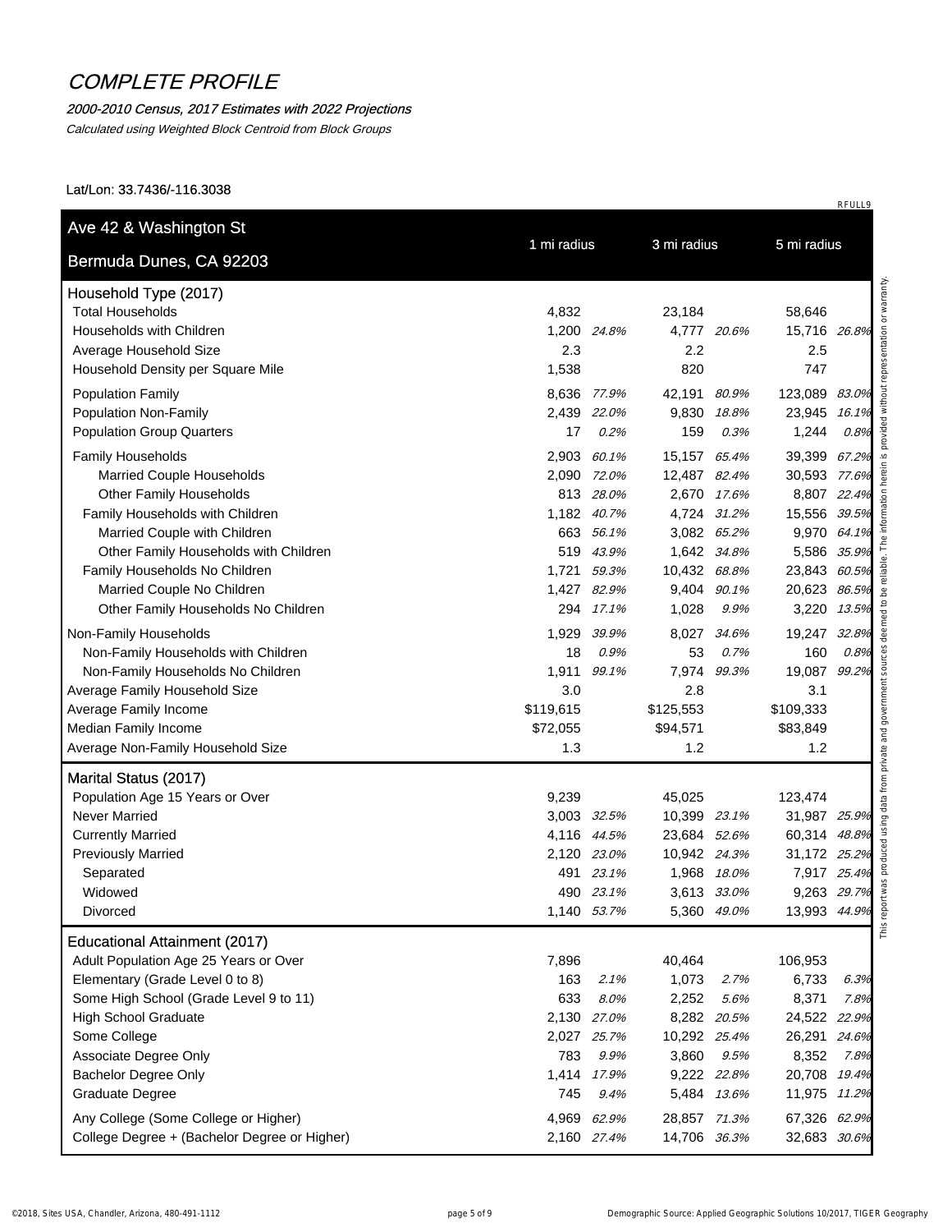# COMPLETE PROFILE

*2000-2010 Census, 2017 Estimates with 2022 Projections*

*Calculated using Weighted Block Centroid from Block Groups*

Lat/Lon: 33.7436/-116.3038

RFULL9

| Ave 42 & Washington St<br>Bermuda Dunes, CA 92203 | 1 mi radius | | 3 mi radius | | 5 mi radius | |
|---|---|---|---|---|---|---|
| **Household Type (2017)** | | | | | | |
| Total Households | 4,832 | | 23,184 | | 58,646 | |
| Households with Children | 1,200 | *24.8%* | 4,777 | *20.6%* | 15,716 | *26.8%* |
| Average Household Size | 2.3 | | 2.2 | | 2.5 | |
| Household Density per Square Mile | 1,538 | | 820 | | 747 | |
| Population Family | 8,636 | *77.9%* | 42,191 | *80.9%* | 123,089 | *83.0%* |
| Population Non-Family | 2,439 | *22.0%* | 9,830 | *18.8%* | 23,945 | *16.1%* |
| Population Group Quarters | 17 | *0.2%* | 159 | *0.3%* | 1,244 | *0.8%* |
| Family Households | 2,903 | *60.1%* | 15,157 | *65.4%* | 39,399 | *67.2%* |
| Married Couple Households | 2,090 | *72.0%* | 12,487 | *82.4%* | 30,593 | *77.6%* |
| Other Family Households | 813 | *28.0%* | 2,670 | *17.6%* | 8,807 | *22.4%* |
| Family Households with Children | 1,182 | *40.7%* | 4,724 | *31.2%* | 15,556 | *39.5%* |
| Married Couple with Children | 663 | *56.1%* | 3,082 | *65.2%* | 9,970 | *64.1%* |
| Other Family Households with Children | 519 | *43.9%* | 1,642 | *34.8%* | 5,586 | *35.9%* |
| Family Households No Children | 1,721 | *59.3%* | 10,432 | *68.8%* | 23,843 | *60.5%* |
| Married Couple No Children | 1,427 | *82.9%* | 9,404 | *90.1%* | 20,623 | *86.5%* |
| Other Family Households No Children | 294 | *17.1%* | 1,028 | *9.9%* | 3,220 | *13.5%* |
| Non-Family Households | 1,929 | *39.9%* | 8,027 | *34.6%* | 19,247 | *32.8%* |
| Non-Family Households with Children | 18 | *0.9%* | 53 | *0.7%* | 160 | *0.8%* |
| Non-Family Households No Children | 1,911 | *99.1%* | 7,974 | *99.3%* | 19,087 | *99.2%* |
| Average Family Household Size | 3.0 | | 2.8 | | 3.1 | |
| Average Family Income | $119,615 | | $125,553 | | $109,333 | |
| Median Family Income | $72,055 | | $94,571 | | $83,849 | |
| Average Non-Family Household Size | 1.3 | | 1.2 | | 1.2 | |
| **Marital Status (2017)** | | | | | | |
| Population Age 15 Years or Over | 9,239 | | 45,025 | | 123,474 | |
| Never Married | 3,003 | *32.5%* | 10,399 | *23.1%* | 31,987 | *25.9%* |
| Currently Married | 4,116 | *44.5%* | 23,684 | *52.6%* | 60,314 | *48.8%* |
| Previously Married | 2,120 | *23.0%* | 10,942 | *24.3%* | 31,172 | *25.2%* |
| Separated | 491 | *23.1%* | 1,968 | *18.0%* | 7,917 | *25.4%* |
| Widowed | 490 | *23.1%* | 3,613 | *33.0%* | 9,263 | *29.7%* |
| Divorced | 1,140 | *53.7%* | 5,360 | *49.0%* | 13,993 | *44.9%* |
| **Educational Attainment (2017)** | | | | | | |
| Adult Population Age 25 Years or Over | 7,896 | | 40,464 | | 106,953 | |
| Elementary (Grade Level 0 to 8) | 163 | *2.1%* | 1,073 | *2.7%* | 6,733 | *6.3%* |
| Some High School (Grade Level 9 to 11) | 633 | *8.0%* | 2,252 | *5.6%* | 8,371 | *7.8%* |
| High School Graduate | 2,130 | *27.0%* | 8,282 | *20.5%* | 24,522 | *22.9%* |
| Some College | 2,027 | *25.7%* | 10,292 | *25.4%* | 26,291 | *24.6%* |
| Associate Degree Only | 783 | *9.9%* | 3,860 | *9.5%* | 8,352 | *7.8%* |
| Bachelor Degree Only | 1,414 | *17.9%* | 9,222 | *22.8%* | 20,708 | *19.4%* |
| Graduate Degree | 745 | *9.4%* | 5,484 | *13.6%* | 11,975 | *11.2%* |
| Any College (Some College or Higher) | 4,969 | *62.9%* | 28,857 | *71.3%* | 67,326 | *62.9%* |
| College Degree + (Bachelor Degree or Higher) | 2,160 | *27.4%* | 14,706 | *36.3%* | 32,683 | *30.6%* |

This report was produced using data from private and government sources deemed to be reliable. The information herein is provided without representation or warranty.

©2018, Sites USA, Chandler, Arizona, 480-491-1112 — Demographic Source: Applied Geographic Solutions 10/2017, TIGER Geography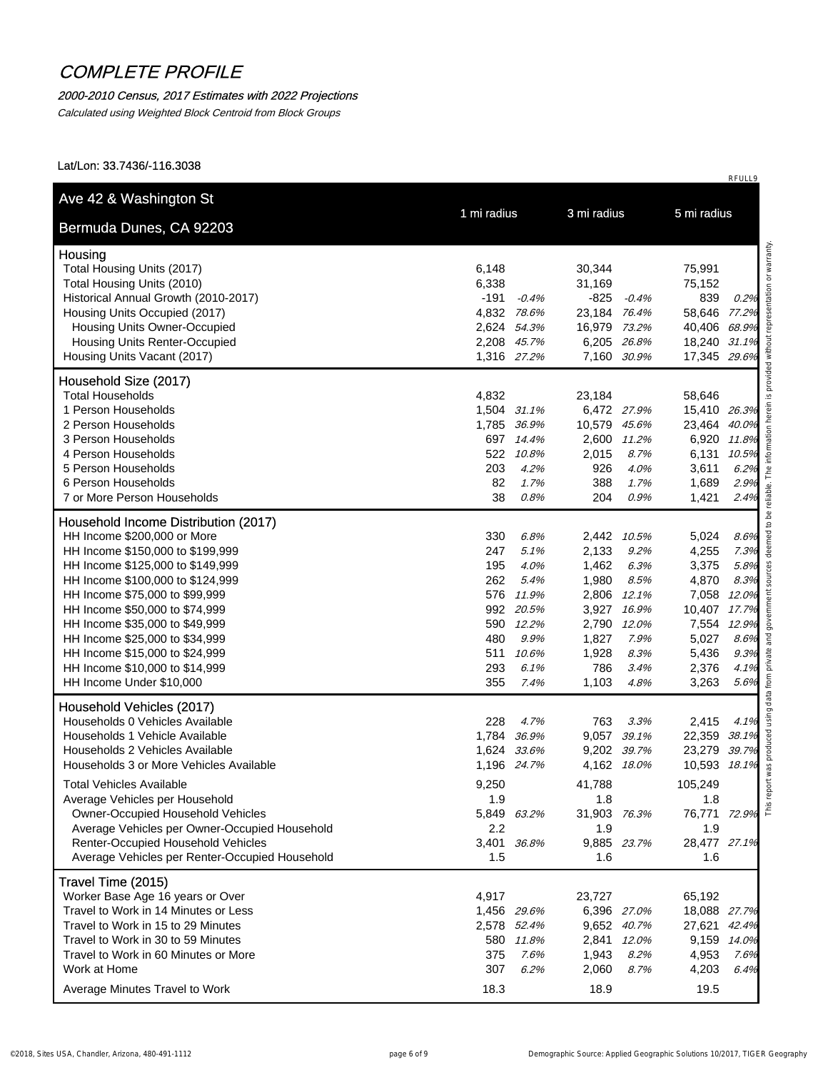# COMPLETE PROFILE

*2000-2010 Census, 2017 Estimates with 2022 Projections*

*Calculated using Weighted Block Centroid from Block Groups*

Lat/Lon: 33.7436/-116.3038

RFULL9

| Ave 42 & Washington St<br>Bermuda Dunes, CA 92203 | 1 mi radius | | 3 mi radius | | 5 mi radius | |
|---|---|---|---|---|---|---|
| **Housing** | | | | | | |
| Total Housing Units (2017) | 6,148 | | 30,344 | | 75,991 | |
| Total Housing Units (2010) | 6,338 | | 31,169 | | 75,152 | |
| Historical Annual Growth (2010-2017) | -191 | *-0.4%* | -825 | *-0.4%* | 839 | *0.2%* |
| Housing Units Occupied (2017) | 4,832 | *78.6%* | 23,184 | *76.4%* | 58,646 | *77.2%* |
| Housing Units Owner-Occupied | 2,624 | *54.3%* | 16,979 | *73.2%* | 40,406 | *68.9%* |
| Housing Units Renter-Occupied | 2,208 | *45.7%* | 6,205 | *26.8%* | 18,240 | *31.1%* |
| Housing Units Vacant (2017) | 1,316 | *27.2%* | 7,160 | *30.9%* | 17,345 | *29.6%* |
| **Household Size (2017)** | | | | | | |
| Total Households | 4,832 | | 23,184 | | 58,646 | |
| 1 Person Households | 1,504 | *31.1%* | 6,472 | *27.9%* | 15,410 | *26.3%* |
| 2 Person Households | 1,785 | *36.9%* | 10,579 | *45.6%* | 23,464 | *40.0%* |
| 3 Person Households | 697 | *14.4%* | 2,600 | *11.2%* | 6,920 | *11.8%* |
| 4 Person Households | 522 | *10.8%* | 2,015 | *8.7%* | 6,131 | *10.5%* |
| 5 Person Households | 203 | *4.2%* | 926 | *4.0%* | 3,611 | *6.2%* |
| 6 Person Households | 82 | *1.7%* | 388 | *1.7%* | 1,689 | *2.9%* |
| 7 or More Person Households | 38 | *0.8%* | 204 | *0.9%* | 1,421 | *2.4%* |
| **Household Income Distribution (2017)** | | | | | | |
| HH Income $200,000 or More | 330 | *6.8%* | 2,442 | *10.5%* | 5,024 | *8.6%* |
| HH Income $150,000 to $199,999 | 247 | *5.1%* | 2,133 | *9.2%* | 4,255 | *7.3%* |
| HH Income $125,000 to $149,999 | 195 | *4.0%* | 1,462 | *6.3%* | 3,375 | *5.8%* |
| HH Income $100,000 to $124,999 | 262 | *5.4%* | 1,980 | *8.5%* | 4,870 | *8.3%* |
| HH Income $75,000 to $99,999 | 576 | *11.9%* | 2,806 | *12.1%* | 7,058 | *12.0%* |
| HH Income $50,000 to $74,999 | 992 | *20.5%* | 3,927 | *16.9%* | 10,407 | *17.7%* |
| HH Income $35,000 to $49,999 | 590 | *12.2%* | 2,790 | *12.0%* | 7,554 | *12.9%* |
| HH Income $25,000 to $34,999 | 480 | *9.9%* | 1,827 | *7.9%* | 5,027 | *8.6%* |
| HH Income $15,000 to $24,999 | 511 | *10.6%* | 1,928 | *8.3%* | 5,436 | *9.3%* |
| HH Income $10,000 to $14,999 | 293 | *6.1%* | 786 | *3.4%* | 2,376 | *4.1%* |
| HH Income Under $10,000 | 355 | *7.4%* | 1,103 | *4.8%* | 3,263 | *5.6%* |
| **Household Vehicles (2017)** | | | | | | |
| Households 0 Vehicles Available | 228 | *4.7%* | 763 | *3.3%* | 2,415 | *4.1%* |
| Households 1 Vehicle Available | 1,784 | *36.9%* | 9,057 | *39.1%* | 22,359 | *38.1%* |
| Households 2 Vehicles Available | 1,624 | *33.6%* | 9,202 | *39.7%* | 23,279 | *39.7%* |
| Households 3 or More Vehicles Available | 1,196 | *24.7%* | 4,162 | *18.0%* | 10,593 | *18.1%* |
| Total Vehicles Available | 9,250 | | 41,788 | | 105,249 | |
| Average Vehicles per Household | 1.9 | | 1.8 | | 1.8 | |
| Owner-Occupied Household Vehicles | 5,849 | *63.2%* | 31,903 | *76.3%* | 76,771 | *72.9%* |
| Average Vehicles per Owner-Occupied Household | 2.2 | | 1.9 | | 1.9 | |
| Renter-Occupied Household Vehicles | 3,401 | *36.8%* | 9,885 | *23.7%* | 28,477 | *27.1%* |
| Average Vehicles per Renter-Occupied Household | 1.5 | | 1.6 | | 1.6 | |
| **Travel Time (2015)** | | | | | | |
| Worker Base Age 16 years or Over | 4,917 | | 23,727 | | 65,192 | |
| Travel to Work in 14 Minutes or Less | 1,456 | *29.6%* | 6,396 | *27.0%* | 18,088 | *27.7%* |
| Travel to Work in 15 to 29 Minutes | 2,578 | *52.4%* | 9,652 | *40.7%* | 27,621 | *42.4%* |
| Travel to Work in 30 to 59 Minutes | 580 | *11.8%* | 2,841 | *12.0%* | 9,159 | *14.0%* |
| Travel to Work in 60 Minutes or More | 375 | *7.6%* | 1,943 | *8.2%* | 4,953 | *7.6%* |
| Work at Home | 307 | *6.2%* | 2,060 | *8.7%* | 4,203 | *6.4%* |
| Average Minutes Travel to Work | 18.3 | | 18.9 | | 19.5 | |

This report was produced using data from private and government sources deemed to be reliable. The information herein is provided without representation or warranty.

©2018, Sites USA, Chandler, Arizona, 480-491-1112 — Demographic Source: Applied Geographic Solutions 10/2017, TIGER Geography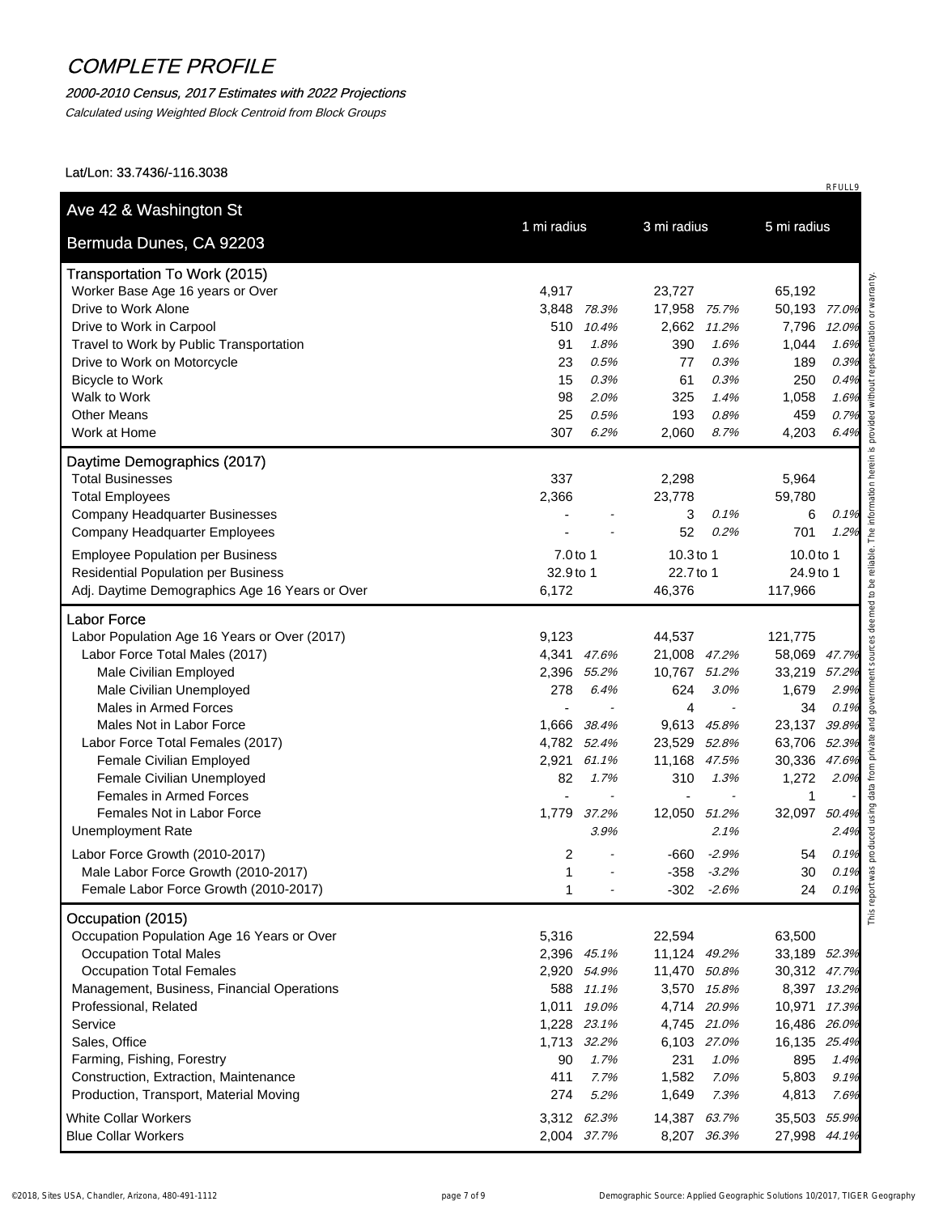# COMPLETE PROFILE

*2000-2010 Census, 2017 Estimates with 2022 Projections*

*Calculated using Weighted Block Centroid from Block Groups*

Lat/Lon: 33.7436/-116.3038

RFULL9

| Ave 42 & Washington St<br>Bermuda Dunes, CA 92203 | 1 mi radius | | 3 mi radius | | 5 mi radius | |
|---|---|---|---|---|---|---|
| **Transportation To Work (2015)** | | | | | | |
| Worker Base Age 16 years or Over | 4,917 | | 23,727 | | 65,192 | |
| Drive to Work Alone | 3,848 | *78.3%* | 17,958 | *75.7%* | 50,193 | *77.0%* |
| Drive to Work in Carpool | 510 | *10.4%* | 2,662 | *11.2%* | 7,796 | *12.0%* |
| Travel to Work by Public Transportation | 91 | *1.8%* | 390 | *1.6%* | 1,044 | *1.6%* |
| Drive to Work on Motorcycle | 23 | *0.5%* | 77 | *0.3%* | 189 | *0.3%* |
| Bicycle to Work | 15 | *0.3%* | 61 | *0.3%* | 250 | *0.4%* |
| Walk to Work | 98 | *2.0%* | 325 | *1.4%* | 1,058 | *1.6%* |
| Other Means | 25 | *0.5%* | 193 | *0.8%* | 459 | *0.7%* |
| Work at Home | 307 | *6.2%* | 2,060 | *8.7%* | 4,203 | *6.4%* |
| **Daytime Demographics (2017)** | | | | | | |
| Total Businesses | 337 | | 2,298 | | 5,964 | |
| Total Employees | 2,366 | | 23,778 | | 59,780 | |
| Company Headquarter Businesses | - | - | 3 | *0.1%* | 6 | *0.1%* |
| Company Headquarter Employees | - | - | 52 | *0.2%* | 701 | *1.2%* |
| Employee Population per Business | 7.0 to 1 | | 10.3 to 1 | | 10.0 to 1 | |
| Residential Population per Business | 32.9 to 1 | | 22.7 to 1 | | 24.9 to 1 | |
| Adj. Daytime Demographics Age 16 Years or Over | 6,172 | | 46,376 | | 117,966 | |
| **Labor Force** | | | | | | |
| Labor Population Age 16 Years or Over (2017) | 9,123 | | 44,537 | | 121,775 | |
| Labor Force Total Males (2017) | 4,341 | *47.6%* | 21,008 | *47.2%* | 58,069 | *47.7%* |
| Male Civilian Employed | 2,396 | *55.2%* | 10,767 | *51.2%* | 33,219 | *57.2%* |
| Male Civilian Unemployed | 278 | *6.4%* | 624 | *3.0%* | 1,679 | *2.9%* |
| Males in Armed Forces | - | - | 4 | - | 34 | *0.1%* |
| Males Not in Labor Force | 1,666 | *38.4%* | 9,613 | *45.8%* | 23,137 | *39.8%* |
| Labor Force Total Females (2017) | 4,782 | *52.4%* | 23,529 | *52.8%* | 63,706 | *52.3%* |
| Female Civilian Employed | 2,921 | *61.1%* | 11,168 | *47.5%* | 30,336 | *47.6%* |
| Female Civilian Unemployed | 82 | *1.7%* | 310 | *1.3%* | 1,272 | *2.0%* |
| Females in Armed Forces | - | - | - | - | 1 | - |
| Females Not in Labor Force | 1,779 | *37.2%* | 12,050 | *51.2%* | 32,097 | *50.4%* |
| Unemployment Rate | | *3.9%* | | *2.1%* | | *2.4%* |
| Labor Force Growth (2010-2017) | 2 | - | -660 | *-2.9%* | 54 | *0.1%* |
| Male Labor Force Growth (2010-2017) | 1 | - | -358 | *-3.2%* | 30 | *0.1%* |
| Female Labor Force Growth (2010-2017) | 1 | - | -302 | *-2.6%* | 24 | *0.1%* |
| **Occupation (2015)** | | | | | | |
| Occupation Population Age 16 Years or Over | 5,316 | | 22,594 | | 63,500 | |
| Occupation Total Males | 2,396 | *45.1%* | 11,124 | *49.2%* | 33,189 | *52.3%* |
| Occupation Total Females | 2,920 | *54.9%* | 11,470 | *50.8%* | 30,312 | *47.7%* |
| Management, Business, Financial Operations | 588 | *11.1%* | 3,570 | *15.8%* | 8,397 | *13.2%* |
| Professional, Related | 1,011 | *19.0%* | 4,714 | *20.9%* | 10,971 | *17.3%* |
| Service | 1,228 | *23.1%* | 4,745 | *21.0%* | 16,486 | *26.0%* |
| Sales, Office | 1,713 | *32.2%* | 6,103 | *27.0%* | 16,135 | *25.4%* |
| Farming, Fishing, Forestry | 90 | *1.7%* | 231 | *1.0%* | 895 | *1.4%* |
| Construction, Extraction, Maintenance | 411 | *7.7%* | 1,582 | *7.0%* | 5,803 | *9.1%* |
| Production, Transport, Material Moving | 274 | *5.2%* | 1,649 | *7.3%* | 4,813 | *7.6%* |
| White Collar Workers | 3,312 | *62.3%* | 14,387 | *63.7%* | 35,503 | *55.9%* |
| Blue Collar Workers | 2,004 | *37.7%* | 8,207 | *36.3%* | 27,998 | *44.1%* |

This report was produced using data from private and government sources deemed to be reliable. The information herein is provided without representation or warranty.

©2018, Sites USA, Chandler, Arizona, 480-491-1112

Demographic Source: Applied Geographic Solutions 10/2017, TIGER Geography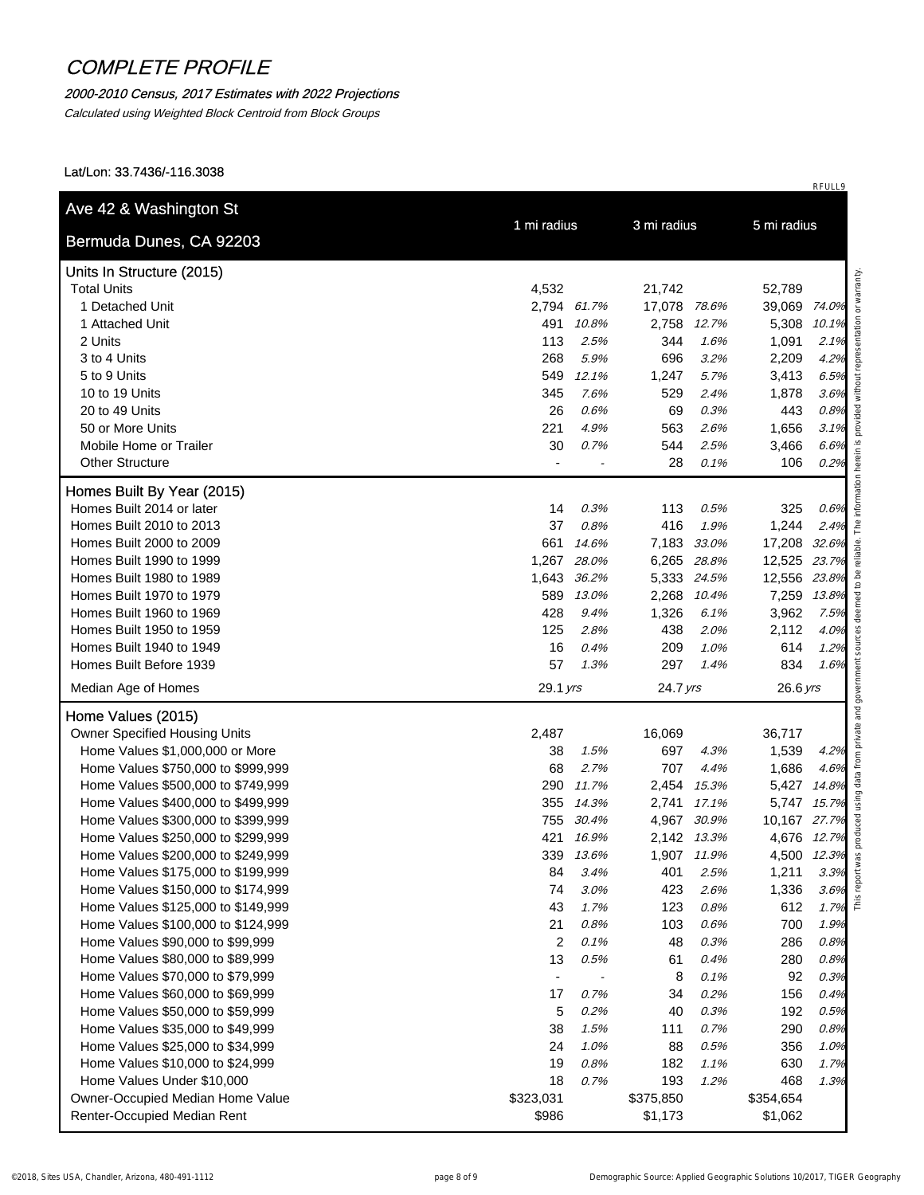# COMPLETE PROFILE

*2000-2010 Census, 2017 Estimates with 2022 Projections*

*Calculated using Weighted Block Centroid from Block Groups*

Lat/Lon: 33.7436/-116.3038

RFULL9

| Ave 42 & Washington St<br>Bermuda Dunes, CA 92203 | 1 mi radius | | 3 mi radius | | 5 mi radius | |
|---|---|---|---|---|---|---|
| **Units In Structure (2015)** | | | | | | |
| Total Units | 4,532 | | 21,742 | | 52,789 | |
| 1 Detached Unit | 2,794 | *61.7%* | 17,078 | *78.6%* | 39,069 | *74.0%* |
| 1 Attached Unit | 491 | *10.8%* | 2,758 | *12.7%* | 5,308 | *10.1%* |
| 2 Units | 113 | *2.5%* | 344 | *1.6%* | 1,091 | *2.1%* |
| 3 to 4 Units | 268 | *5.9%* | 696 | *3.2%* | 2,209 | *4.2%* |
| 5 to 9 Units | 549 | *12.1%* | 1,247 | *5.7%* | 3,413 | *6.5%* |
| 10 to 19 Units | 345 | *7.6%* | 529 | *2.4%* | 1,878 | *3.6%* |
| 20 to 49 Units | 26 | *0.6%* | 69 | *0.3%* | 443 | *0.8%* |
| 50 or More Units | 221 | *4.9%* | 563 | *2.6%* | 1,656 | *3.1%* |
| Mobile Home or Trailer | 30 | *0.7%* | 544 | *2.5%* | 3,466 | *6.6%* |
| Other Structure | - | - | 28 | *0.1%* | 106 | *0.2%* |
| **Homes Built By Year (2015)** | | | | | | |
| Homes Built 2014 or later | 14 | *0.3%* | 113 | *0.5%* | 325 | *0.6%* |
| Homes Built 2010 to 2013 | 37 | *0.8%* | 416 | *1.9%* | 1,244 | *2.4%* |
| Homes Built 2000 to 2009 | 661 | *14.6%* | 7,183 | *33.0%* | 17,208 | *32.6%* |
| Homes Built 1990 to 1999 | 1,267 | *28.0%* | 6,265 | *28.8%* | 12,525 | *23.7%* |
| Homes Built 1980 to 1989 | 1,643 | *36.2%* | 5,333 | *24.5%* | 12,556 | *23.8%* |
| Homes Built 1970 to 1979 | 589 | *13.0%* | 2,268 | *10.4%* | 7,259 | *13.8%* |
| Homes Built 1960 to 1969 | 428 | *9.4%* | 1,326 | *6.1%* | 3,962 | *7.5%* |
| Homes Built 1950 to 1959 | 125 | *2.8%* | 438 | *2.0%* | 2,112 | *4.0%* |
| Homes Built 1940 to 1949 | 16 | *0.4%* | 209 | *1.0%* | 614 | *1.2%* |
| Homes Built Before 1939 | 57 | *1.3%* | 297 | *1.4%* | 834 | *1.6%* |
| Median Age of Homes | 29.1 *yrs* | | 24.7 *yrs* | | 26.6 *yrs* | |
| **Home Values (2015)** | | | | | | |
| Owner Specified Housing Units | 2,487 | | 16,069 | | 36,717 | |
| Home Values $1,000,000 or More | 38 | *1.5%* | 697 | *4.3%* | 1,539 | *4.2%* |
| Home Values $750,000 to $999,999 | 68 | *2.7%* | 707 | *4.4%* | 1,686 | *4.6%* |
| Home Values $500,000 to $749,999 | 290 | *11.7%* | 2,454 | *15.3%* | 5,427 | *14.8%* |
| Home Values $400,000 to $499,999 | 355 | *14.3%* | 2,741 | *17.1%* | 5,747 | *15.7%* |
| Home Values $300,000 to $399,999 | 755 | *30.4%* | 4,967 | *30.9%* | 10,167 | *27.7%* |
| Home Values $250,000 to $299,999 | 421 | *16.9%* | 2,142 | *13.3%* | 4,676 | *12.7%* |
| Home Values $200,000 to $249,999 | 339 | *13.6%* | 1,907 | *11.9%* | 4,500 | *12.3%* |
| Home Values $175,000 to $199,999 | 84 | *3.4%* | 401 | *2.5%* | 1,211 | *3.3%* |
| Home Values $150,000 to $174,999 | 74 | *3.0%* | 423 | *2.6%* | 1,336 | *3.6%* |
| Home Values $125,000 to $149,999 | 43 | *1.7%* | 123 | *0.8%* | 612 | *1.7%* |
| Home Values $100,000 to $124,999 | 21 | *0.8%* | 103 | *0.6%* | 700 | *1.9%* |
| Home Values $90,000 to $99,999 | 2 | *0.1%* | 48 | *0.3%* | 286 | *0.8%* |
| Home Values $80,000 to $89,999 | 13 | *0.5%* | 61 | *0.4%* | 280 | *0.8%* |
| Home Values $70,000 to $79,999 | - | - | 8 | *0.1%* | 92 | *0.3%* |
| Home Values $60,000 to $69,999 | 17 | *0.7%* | 34 | *0.2%* | 156 | *0.4%* |
| Home Values $50,000 to $59,999 | 5 | *0.2%* | 40 | *0.3%* | 192 | *0.5%* |
| Home Values $35,000 to $49,999 | 38 | *1.5%* | 111 | *0.7%* | 290 | *0.8%* |
| Home Values $25,000 to $34,999 | 24 | *1.0%* | 88 | *0.5%* | 356 | *1.0%* |
| Home Values $10,000 to $24,999 | 19 | *0.8%* | 182 | *1.1%* | 630 | *1.7%* |
| Home Values Under $10,000 | 18 | *0.7%* | 193 | *1.2%* | 468 | *1.3%* |
| Owner-Occupied Median Home Value | $323,031 | | $375,850 | | $354,654 | |
| Renter-Occupied Median Rent | $986 | | $1,173 | | $1,062 | |

This report was produced using data from private and government sources deemed to be reliable. The information herein is provided without representation or warranty.

©2018, Sites USA, Chandler, Arizona, 480-491-1112

Demographic Source: Applied Geographic Solutions 10/2017, TIGER Geography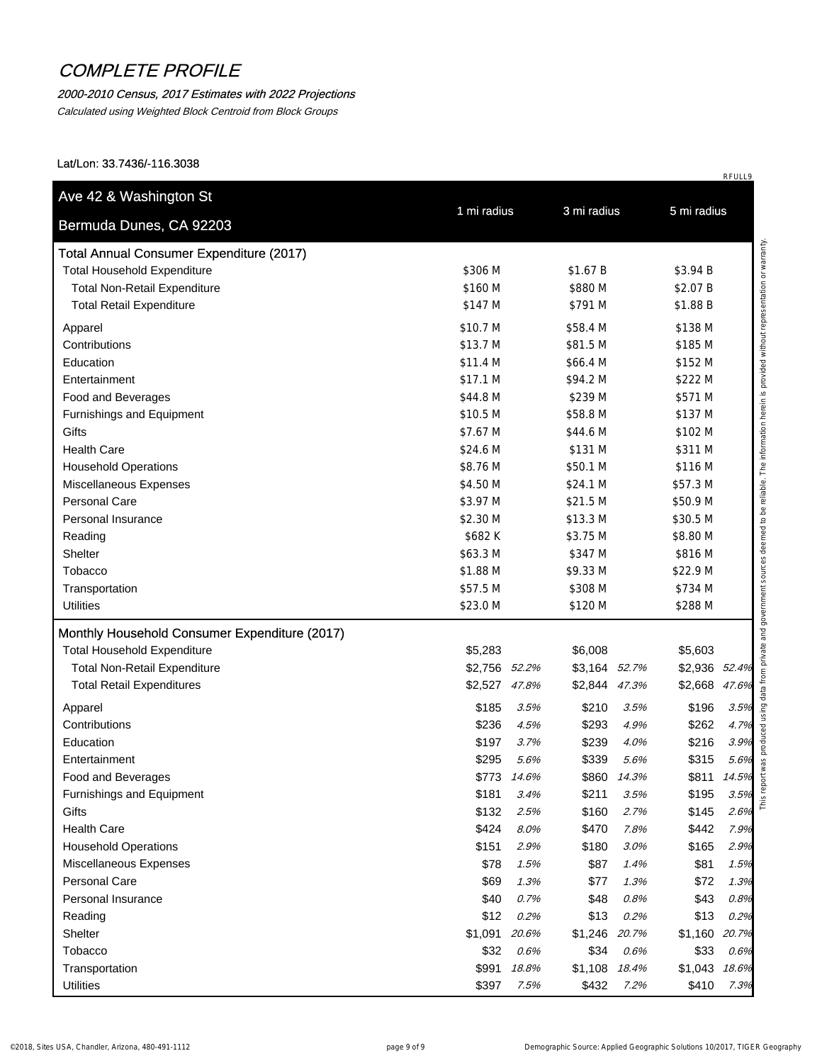# COMPLETE PROFILE

*2000-2010 Census, 2017 Estimates with 2022 Projections*

*Calculated using Weighted Block Centroid from Block Groups*

Lat/Lon: 33.7436/-116.3038

RFULL9

| Ave 42 & Washington St<br>Bermuda Dunes, CA 92203 | 1 mi radius | | 3 mi radius | | 5 mi radius | |
|---|---|---|---|---|---|---|
| **Total Annual Consumer Expenditure (2017)** | | | | | | |
| Total Household Expenditure | $306 M | | $1.67 B | | $3.94 B | |
| Total Non-Retail Expenditure | $160 M | | $880 M | | $2.07 B | |
| Total Retail Expenditure | $147 M | | $791 M | | $1.88 B | |
| Apparel | $10.7 M | | $58.4 M | | $138 M | |
| Contributions | $13.7 M | | $81.5 M | | $185 M | |
| Education | $11.4 M | | $66.4 M | | $152 M | |
| Entertainment | $17.1 M | | $94.2 M | | $222 M | |
| Food and Beverages | $44.8 M | | $239 M | | $571 M | |
| Furnishings and Equipment | $10.5 M | | $58.8 M | | $137 M | |
| Gifts | $7.67 M | | $44.6 M | | $102 M | |
| Health Care | $24.6 M | | $131 M | | $311 M | |
| Household Operations | $8.76 M | | $50.1 M | | $116 M | |
| Miscellaneous Expenses | $4.50 M | | $24.1 M | | $57.3 M | |
| Personal Care | $3.97 M | | $21.5 M | | $50.9 M | |
| Personal Insurance | $2.30 M | | $13.3 M | | $30.5 M | |
| Reading | $682 K | | $3.75 M | | $8.80 M | |
| Shelter | $63.3 M | | $347 M | | $816 M | |
| Tobacco | $1.88 M | | $9.33 M | | $22.9 M | |
| Transportation | $57.5 M | | $308 M | | $734 M | |
| Utilities | $23.0 M | | $120 M | | $288 M | |
| **Monthly Household Consumer Expenditure (2017)** | | | | | | |
| Total Household Expenditure | $5,283 | | $6,008 | | $5,603 | |
| Total Non-Retail Expenditure | $2,756 | *52.2%* | $3,164 | *52.7%* | $2,936 | *52.4%* |
| Total Retail Expenditures | $2,527 | *47.8%* | $2,844 | *47.3%* | $2,668 | *47.6%* |
| Apparel | $185 | *3.5%* | $210 | *3.5%* | $196 | *3.5%* |
| Contributions | $236 | *4.5%* | $293 | *4.9%* | $262 | *4.7%* |
| Education | $197 | *3.7%* | $239 | *4.0%* | $216 | *3.9%* |
| Entertainment | $295 | *5.6%* | $339 | *5.6%* | $315 | *5.6%* |
| Food and Beverages | $773 | *14.6%* | $860 | *14.3%* | $811 | *14.5%* |
| Furnishings and Equipment | $181 | *3.4%* | $211 | *3.5%* | $195 | *3.5%* |
| Gifts | $132 | *2.5%* | $160 | *2.7%* | $145 | *2.6%* |
| Health Care | $424 | *8.0%* | $470 | *7.8%* | $442 | *7.9%* |
| Household Operations | $151 | *2.9%* | $180 | *3.0%* | $165 | *2.9%* |
| Miscellaneous Expenses | $78 | *1.5%* | $87 | *1.4%* | $81 | *1.5%* |
| Personal Care | $69 | *1.3%* | $77 | *1.3%* | $72 | *1.3%* |
| Personal Insurance | $40 | *0.7%* | $48 | *0.8%* | $43 | *0.8%* |
| Reading | $12 | *0.2%* | $13 | *0.2%* | $13 | *0.2%* |
| Shelter | $1,091 | *20.6%* | $1,246 | *20.7%* | $1,160 | *20.7%* |
| Tobacco | $32 | *0.6%* | $34 | *0.6%* | $33 | *0.6%* |
| Transportation | $991 | *18.8%* | $1,108 | *18.4%* | $1,043 | *18.6%* |
| Utilities | $397 | *7.5%* | $432 | *7.2%* | $410 | *7.3%* |

This report was produced using data from private and government sources deemed to be reliable. The information herein is provided without representation or warranty.

©2018, Sites USA, Chandler, Arizona, 480-491-1112

Demographic Source: Applied Geographic Solutions 10/2017, TIGER Geography